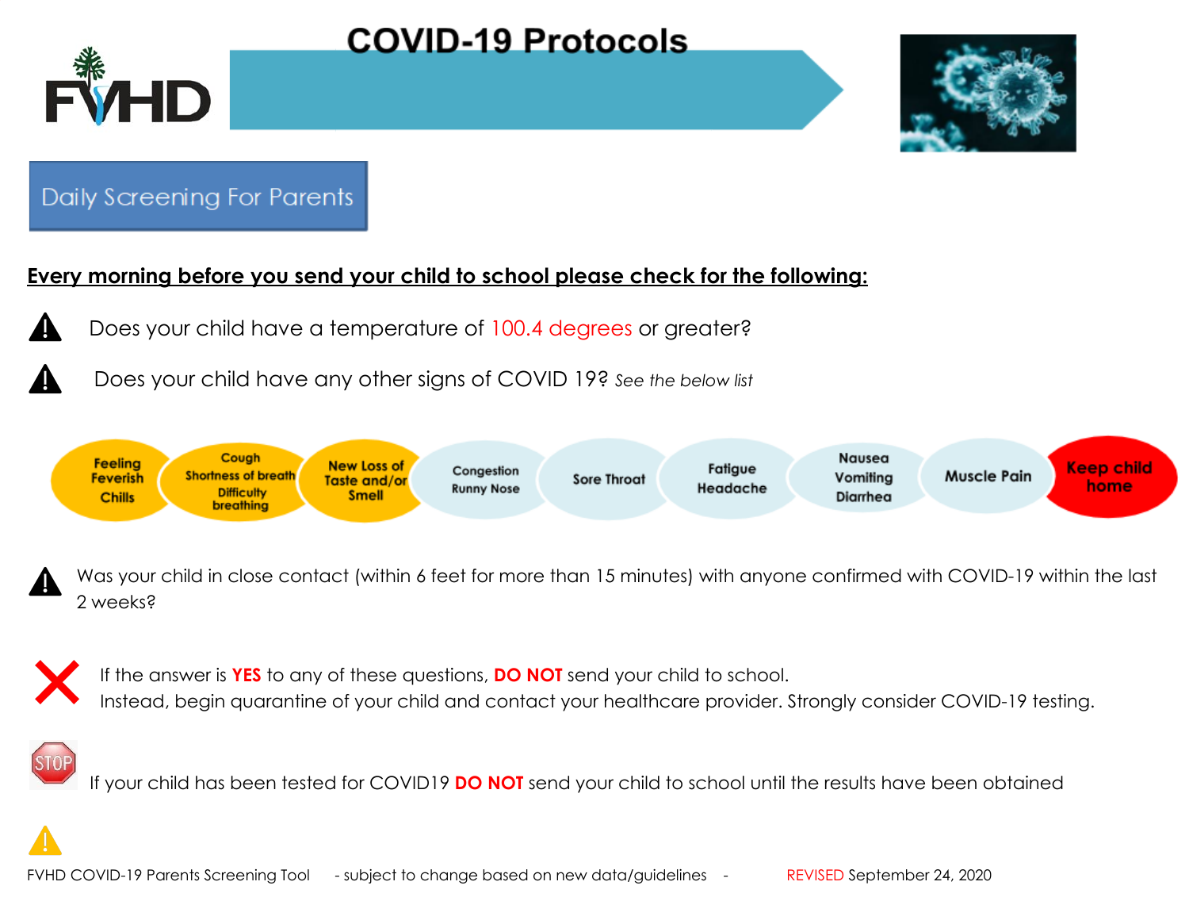# COVID-19 Protocols

FVHD

## Daily Screening For Parents

**<u>Every morning before you send your child to school please check for the following:</u>**

- Does your child have a temperature of 100.4 degrees or greater?
- Does your child have any other signs of COVID 19? *See the below list*

Feeling Feverish Chills | Cough Shortness of breath Difficulty breathing | New Loss of Taste and/or Smell | Congestion Runny Nose | Sore Throat | Fatigue Headache | Nausea Vomiting Diarrhea | Muscle Pain | **Keep child home**

- Was your child in close contact (within 6 feet for more than 15 minutes) with anyone confirmed with COVID-19 within the last 2 weeks?

If the answer is **YES** to any of these questions, **DO NOT** send your child to school.
Instead, begin quarantine of your child and contact your healthcare provider. Strongly consider COVID-19 testing.

STOP If your child has been tested for COVID19 **DO NOT** send your child to school until the results have been obtained

FVHD COVID-19 Parents Screening Tool - subject to change based on new data/guidelines - REVISED September 24, 2020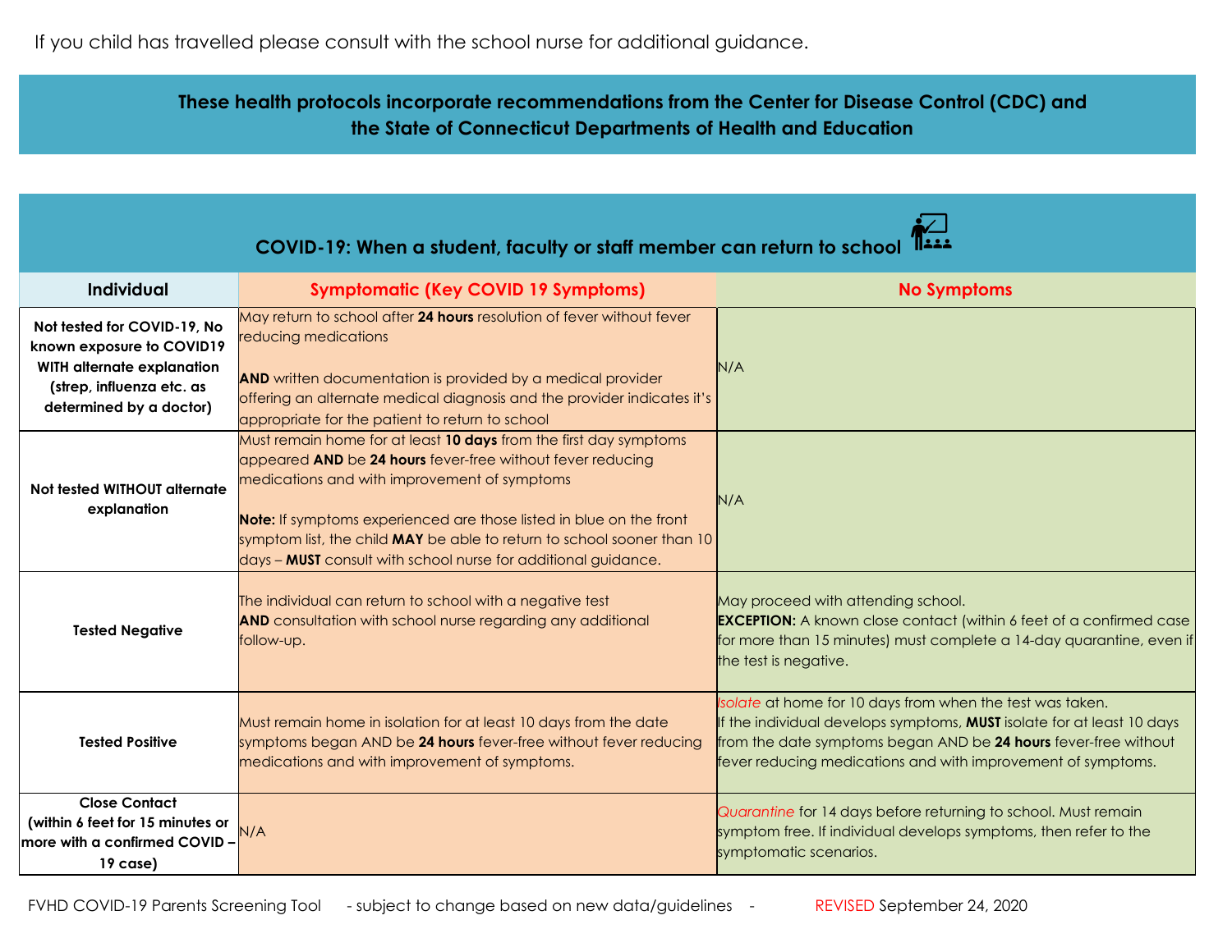If you child has travelled please consult with the school nurse for additional guidance.

**These health protocols incorporate recommendations from the Center for Disease Control (CDC) and the State of Connecticut Departments of Health and Education**

## COVID-19: When a student, faculty or staff member can return to school

| Individual | Symptomatic (Key COVID 19 Symptoms) | No Symptoms |
|---|---|---|
| **Not tested for COVID-19, No known exposure to COVID19 WITH alternate explanation (strep, influenza etc. as determined by a doctor)** | May return to school after **24 hours** resolution of fever without fever reducing medications<br><br>**AND** written documentation is provided by a medical provider offering an alternate medical diagnosis and the provider indicates it's appropriate for the patient to return to school | N/A |
| **Not tested WITHOUT alternate explanation** | Must remain home for at least **10 days** from the first day symptoms appeared **AND** be **24 hours** fever-free without fever reducing medications and with improvement of symptoms<br><br>**Note:** If symptoms experienced are those listed in blue on the front symptom list, the child **MAY** be able to return to school sooner than 10 days – **MUST** consult with school nurse for additional guidance. | N/A |
| **Tested Negative** | The individual can return to school with a negative test **AND** consultation with school nurse regarding any additional follow-up. | May proceed with attending school.<br>**EXCEPTION:** A known close contact (within 6 feet of a confirmed case for more than 15 minutes) must complete a 14-day quarantine, even if the test is negative. |
| **Tested Positive** | Must remain home in isolation for at least 10 days from the date symptoms began AND be **24 hours** fever-free without fever reducing medications and with improvement of symptoms. | *Isolate* at home for 10 days from when the test was taken.<br>If the individual develops symptoms, **MUST** isolate for at least 10 days from the date symptoms began AND be **24 hours** fever-free without fever reducing medications and with improvement of symptoms. |
| **Close Contact (within 6 feet for 15 minutes or more with a confirmed COVID – 19 case)** | N/A | *Quarantine* for 14 days before returning to school. Must remain symptom free. If individual develops symptoms, then refer to the symptomatic scenarios. |

FVHD COVID-19 Parents Screening Tool - subject to change based on new data/guidelines - REVISED September 24, 2020